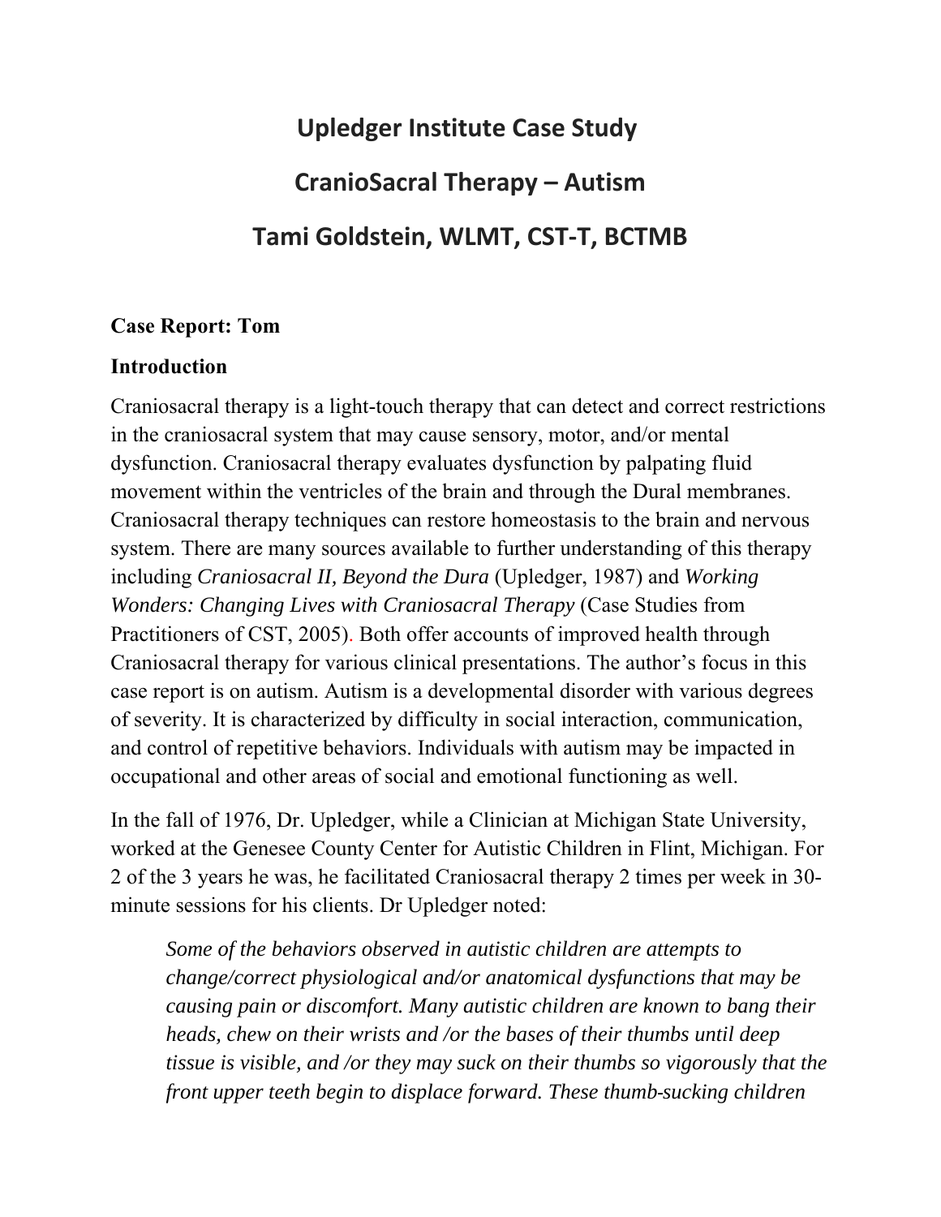# Upledger Institute Case Study

# CranioSacral Therapy – Autism

# Tami Goldstein, WLMT, CST-T, BCTMB

**Case Report: Tom**

**Introduction**

Craniosacral therapy is a light-touch therapy that can detect and correct restrictions in the craniosacral system that may cause sensory, motor, and/or mental dysfunction. Craniosacral therapy evaluates dysfunction by palpating fluid movement within the ventricles of the brain and through the Dural membranes. Craniosacral therapy techniques can restore homeostasis to the brain and nervous system. There are many sources available to further understanding of this therapy including *Craniosacral II, Beyond the Dura* (Upledger, 1987) and *Working Wonders: Changing Lives with Craniosacral Therapy* (Case Studies from Practitioners of CST, 2005). Both offer accounts of improved health through Craniosacral therapy for various clinical presentations. The author's focus in this case report is on autism. Autism is a developmental disorder with various degrees of severity. It is characterized by difficulty in social interaction, communication, and control of repetitive behaviors. Individuals with autism may be impacted in occupational and other areas of social and emotional functioning as well.

In the fall of 1976, Dr. Upledger, while a Clinician at Michigan State University, worked at the Genesee County Center for Autistic Children in Flint, Michigan. For 2 of the 3 years he was, he facilitated Craniosacral therapy 2 times per week in 30-minute sessions for his clients. Dr Upledger noted:

> *Some of the behaviors observed in autistic children are attempts to change/correct physiological and/or anatomical dysfunctions that may be causing pain or discomfort. Many autistic children are known to bang their heads, chew on their wrists and /or the bases of their thumbs until deep tissue is visible, and /or they may suck on their thumbs so vigorously that the front upper teeth begin to displace forward. These thumb-sucking children*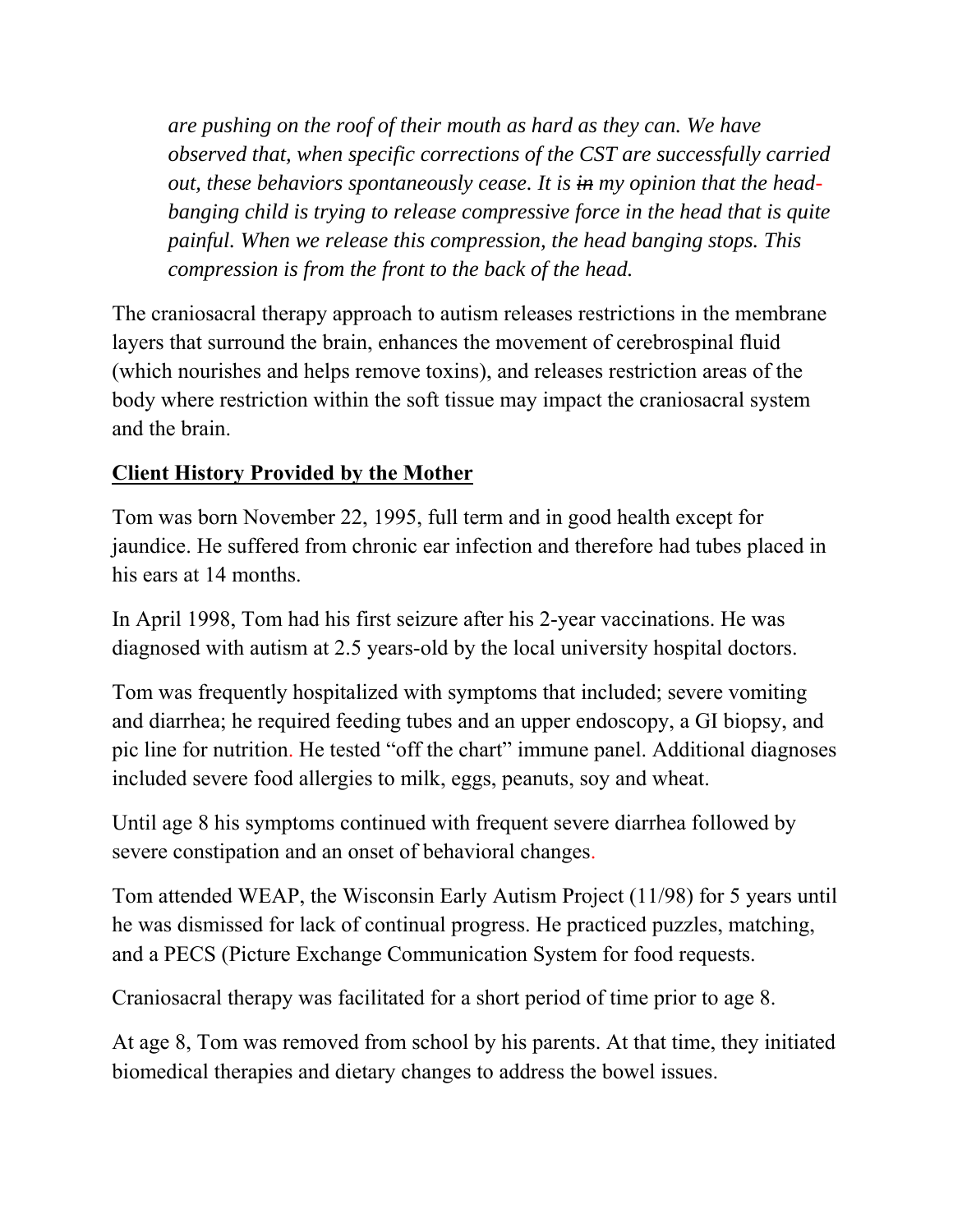*are pushing on the roof of their mouth as hard as they can. We have observed that, when specific corrections of the CST are successfully carried out, these behaviors spontaneously cease. It is ~~in~~ my opinion that the head-banging child is trying to release compressive force in the head that is quite painful. When we release this compression, the head banging stops. This compression is from the front to the back of the head.*

The craniosacral therapy approach to autism releases restrictions in the membrane layers that surround the brain, enhances the movement of cerebrospinal fluid (which nourishes and helps remove toxins), and releases restriction areas of the body where restriction within the soft tissue may impact the craniosacral system and the brain.

**Client History Provided by the Mother**

Tom was born November 22, 1995, full term and in good health except for jaundice. He suffered from chronic ear infection and therefore had tubes placed in his ears at 14 months.

In April 1998, Tom had his first seizure after his 2-year vaccinations. He was diagnosed with autism at 2.5 years-old by the local university hospital doctors.

Tom was frequently hospitalized with symptoms that included; severe vomiting and diarrhea; he required feeding tubes and an upper endoscopy, a GI biopsy, and pic line for nutrition. He tested "off the chart" immune panel. Additional diagnoses included severe food allergies to milk, eggs, peanuts, soy and wheat.

Until age 8 his symptoms continued with frequent severe diarrhea followed by severe constipation and an onset of behavioral changes.

Tom attended WEAP, the Wisconsin Early Autism Project (11/98) for 5 years until he was dismissed for lack of continual progress. He practiced puzzles, matching, and a PECS (Picture Exchange Communication System for food requests.

Craniosacral therapy was facilitated for a short period of time prior to age 8.

At age 8, Tom was removed from school by his parents. At that time, they initiated biomedical therapies and dietary changes to address the bowel issues.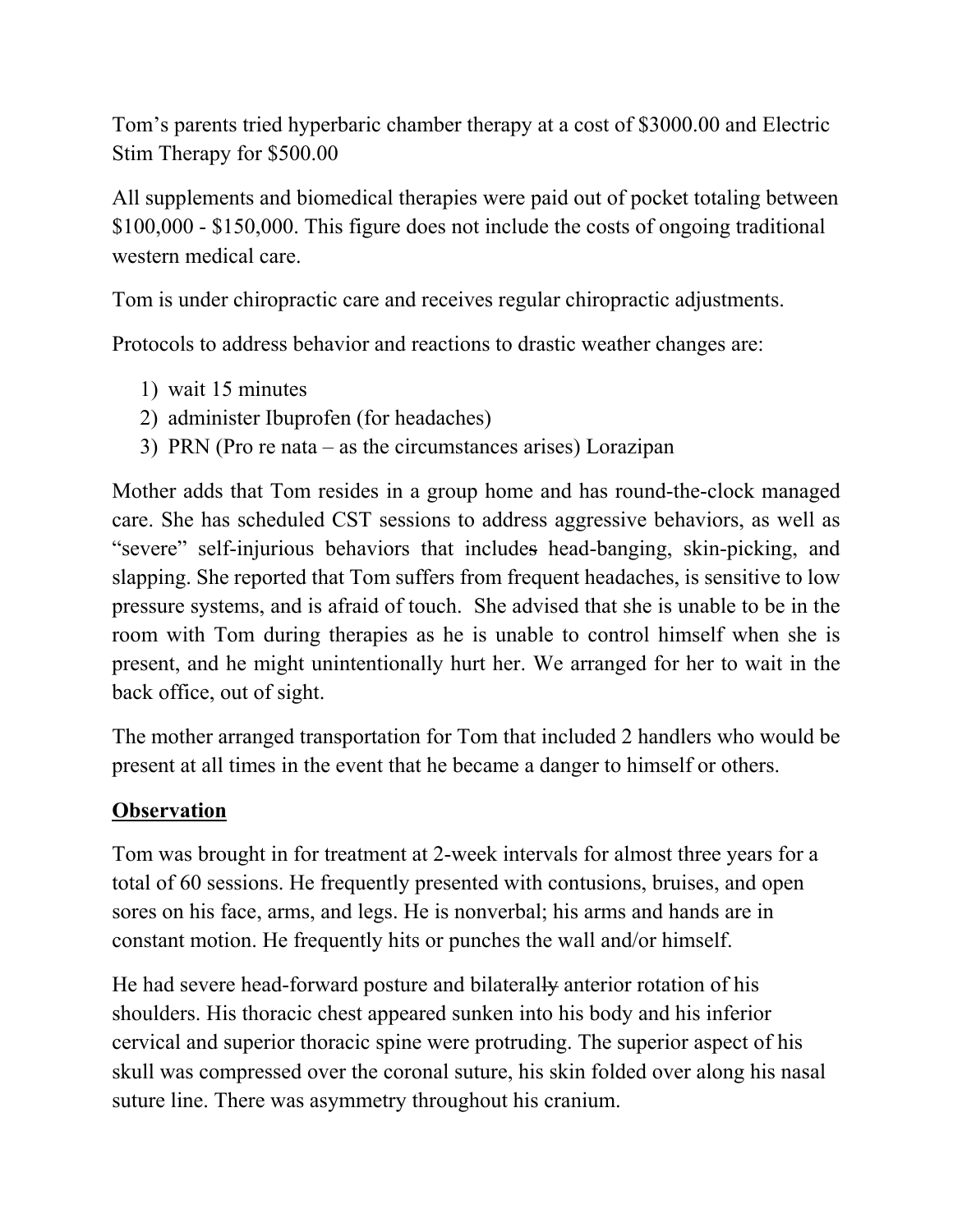Tom's parents tried hyperbaric chamber therapy at a cost of $3000.00 and Electric Stim Therapy for $500.00

All supplements and biomedical therapies were paid out of pocket totaling between $100,000 - $150,000. This figure does not include the costs of ongoing traditional western medical care.

Tom is under chiropractic care and receives regular chiropractic adjustments.

Protocols to address behavior and reactions to drastic weather changes are:

1) wait 15 minutes
2) administer Ibuprofen (for headaches)
3) PRN (Pro re nata – as the circumstances arises) Lorazipan

Mother adds that Tom resides in a group home and has round-the-clock managed care. She has scheduled CST sessions to address aggressive behaviors, as well as "severe" self-injurious behaviors that include ~~s~~ head-banging, skin-picking, and slapping. She reported that Tom suffers from frequent headaches, is sensitive to low pressure systems, and is afraid of touch. She advised that she is unable to be in the room with Tom during therapies as he is unable to control himself when she is present, and he might unintentionally hurt her. We arranged for her to wait in the back office, out of sight.

The mother arranged transportation for Tom that included 2 handlers who would be present at all times in the event that he became a danger to himself or others.

## Observation

Tom was brought in for treatment at 2-week intervals for almost three years for a total of 60 sessions. He frequently presented with contusions, bruises, and open sores on his face, arms, and legs. He is nonverbal; his arms and hands are in constant motion. He frequently hits or punches the wall and/or himself.

He had severe head-forward posture and bilateral~~ly~~ anterior rotation of his shoulders. His thoracic chest appeared sunken into his body and his inferior cervical and superior thoracic spine were protruding. The superior aspect of his skull was compressed over the coronal suture, his skin folded over along his nasal suture line. There was asymmetry throughout his cranium.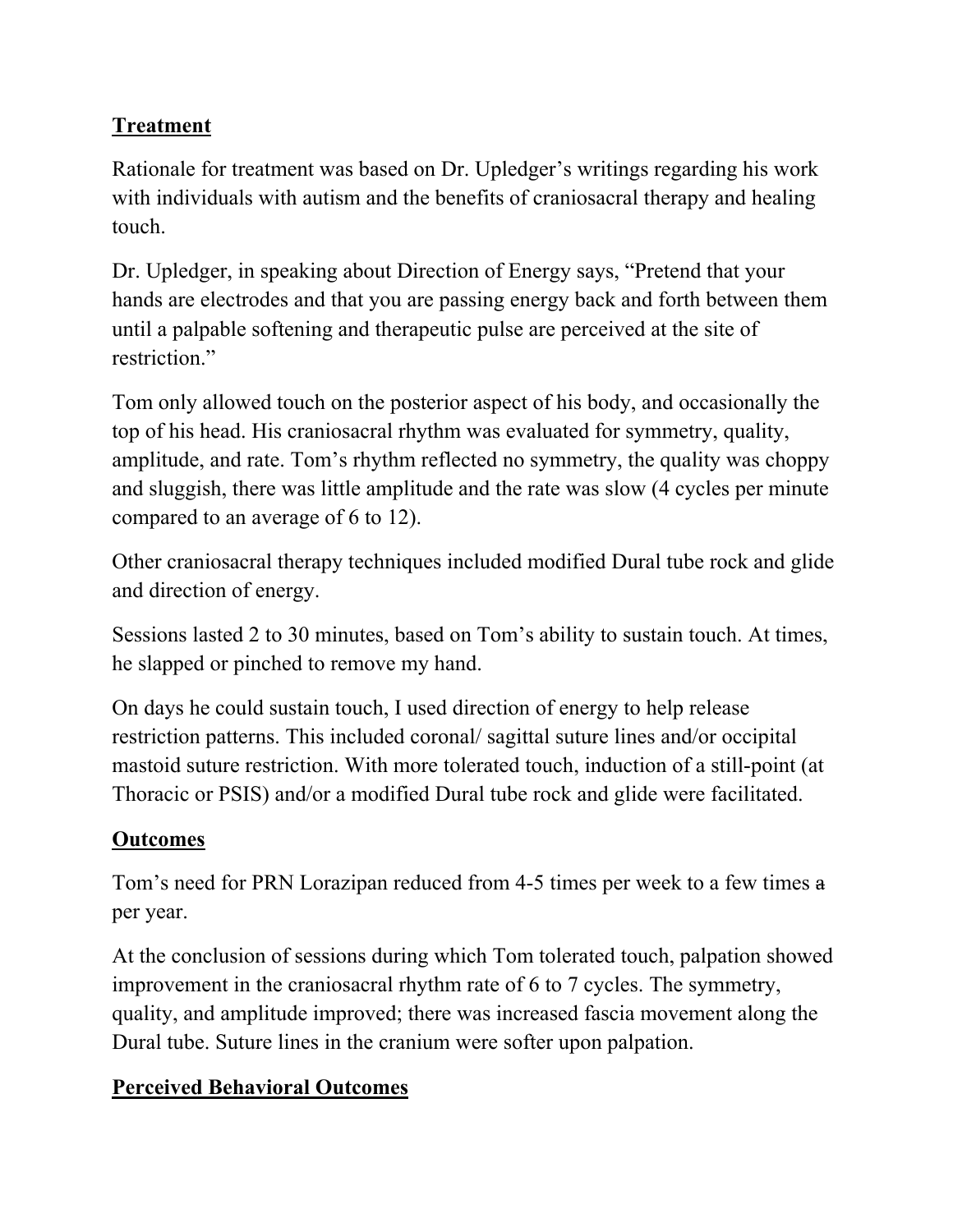## Treatment

Rationale for treatment was based on Dr. Upledger's writings regarding his work with individuals with autism and the benefits of craniosacral therapy and healing touch.

Dr. Upledger, in speaking about Direction of Energy says, "Pretend that your hands are electrodes and that you are passing energy back and forth between them until a palpable softening and therapeutic pulse are perceived at the site of restriction."

Tom only allowed touch on the posterior aspect of his body, and occasionally the top of his head. His craniosacral rhythm was evaluated for symmetry, quality, amplitude, and rate. Tom's rhythm reflected no symmetry, the quality was choppy and sluggish, there was little amplitude and the rate was slow (4 cycles per minute compared to an average of 6 to 12).

Other craniosacral therapy techniques included modified Dural tube rock and glide and direction of energy.

Sessions lasted 2 to 30 minutes, based on Tom's ability to sustain touch. At times, he slapped or pinched to remove my hand.

On days he could sustain touch, I used direction of energy to help release restriction patterns. This included coronal/ sagittal suture lines and/or occipital mastoid suture restriction. With more tolerated touch, induction of a still-point (at Thoracic or PSIS) and/or a modified Dural tube rock and glide were facilitated.

## Outcomes

Tom's need for PRN Lorazipan reduced from 4-5 times per week to a few times ~~a~~ per year.

At the conclusion of sessions during which Tom tolerated touch, palpation showed improvement in the craniosacral rhythm rate of 6 to 7 cycles. The symmetry, quality, and amplitude improved; there was increased fascia movement along the Dural tube. Suture lines in the cranium were softer upon palpation.

## Perceived Behavioral Outcomes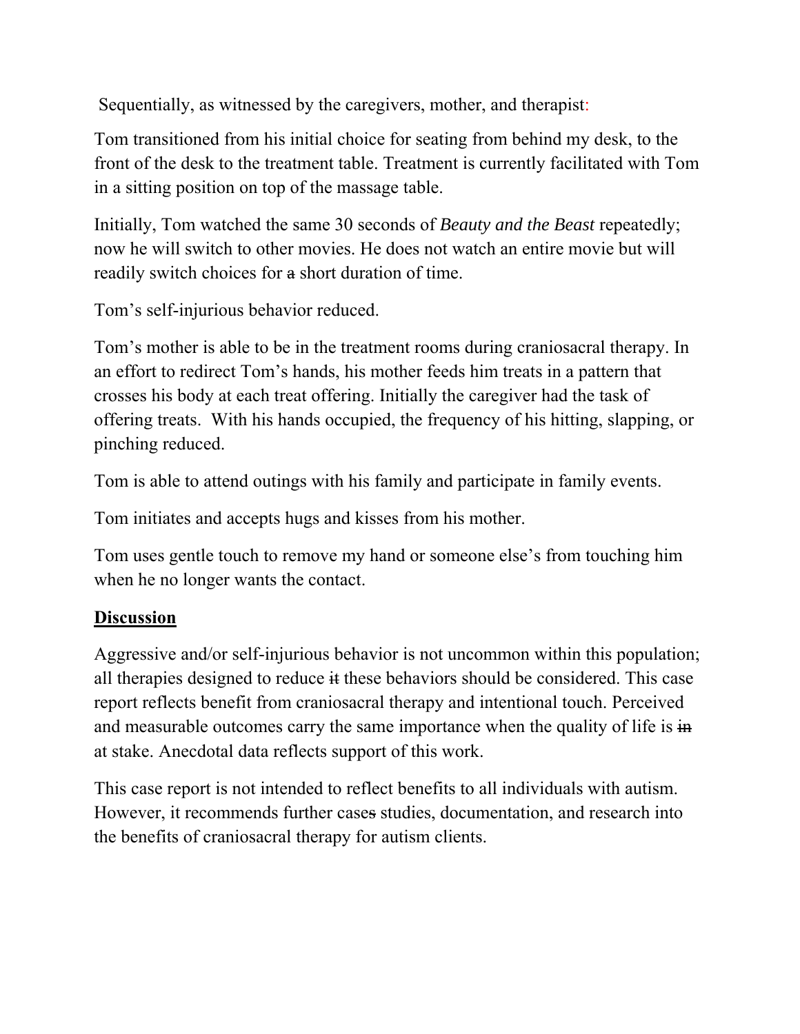Sequentially, as witnessed by the caregivers, mother, and therapist:

Tom transitioned from his initial choice for seating from behind my desk, to the front of the desk to the treatment table. Treatment is currently facilitated with Tom in a sitting position on top of the massage table.

Initially, Tom watched the same 30 seconds of *Beauty and the Beast* repeatedly; now he will switch to other movies. He does not watch an entire movie but will readily switch choices for ~~a~~ short duration of time.

Tom's self-injurious behavior reduced.

Tom's mother is able to be in the treatment rooms during craniosacral therapy. In an effort to redirect Tom's hands, his mother feeds him treats in a pattern that crosses his body at each treat offering. Initially the caregiver had the task of offering treats. With his hands occupied, the frequency of his hitting, slapping, or pinching reduced.

Tom is able to attend outings with his family and participate in family events.

Tom initiates and accepts hugs and kisses from his mother.

Tom uses gentle touch to remove my hand or someone else's from touching him when he no longer wants the contact.

## Discussion

Aggressive and/or self-injurious behavior is not uncommon within this population; all therapies designed to reduce ~~it~~ these behaviors should be considered. This case report reflects benefit from craniosacral therapy and intentional touch. Perceived and measurable outcomes carry the same importance when the quality of life is ~~in~~ at stake. Anecdotal data reflects support of this work.

This case report is not intended to reflect benefits to all individuals with autism. However, it recommends further case~~s~~ studies, documentation, and research into the benefits of craniosacral therapy for autism clients.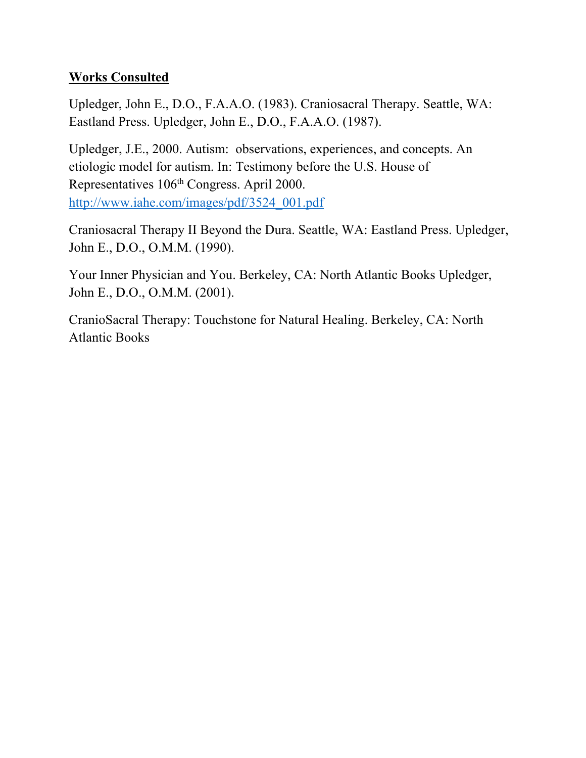**Works Consulted**

Upledger, John E., D.O., F.A.A.O. (1983). Craniosacral Therapy. Seattle, WA: Eastland Press. Upledger, John E., D.O., F.A.A.O. (1987).

Upledger, J.E., 2000. Autism: observations, experiences, and concepts. An etiologic model for autism. In: Testimony before the U.S. House of Representatives 106th Congress. April 2000. http://www.iahe.com/images/pdf/3524_001.pdf

Craniosacral Therapy II Beyond the Dura. Seattle, WA: Eastland Press. Upledger, John E., D.O., O.M.M. (1990).

Your Inner Physician and You. Berkeley, CA: North Atlantic Books Upledger, John E., D.O., O.M.M. (2001).

CranioSacral Therapy: Touchstone for Natural Healing. Berkeley, CA: North Atlantic Books